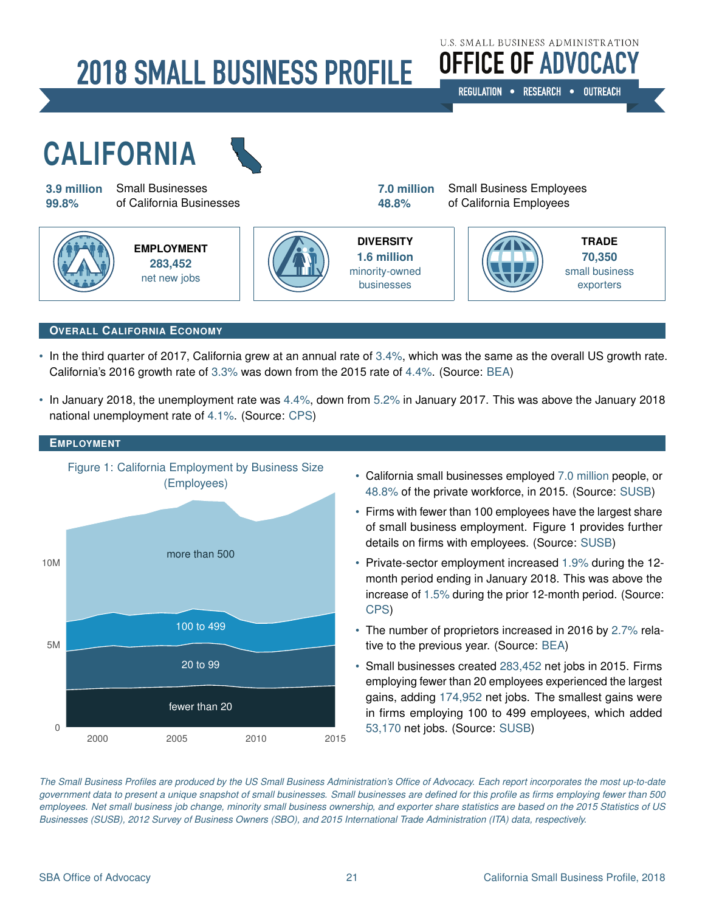# 2018 SMALL BUSINESS PROFILE

U.S. SMALL BUSINESS ADMINISTRATION
OFFICE OF ADVOCACY
REGULATION • RESEARCH • OUTREACH

# CALIFORNIA

**3.9 million** Small Businesses
**99.8%** of California Businesses

**7.0 million** Small Business Employees
**48.8%** of California Employees

**EMPLOYMENT**
**283,452**
net new jobs

**DIVERSITY**
**1.6 million**
minority-owned businesses

**TRADE**
**70,350**
small business exporters

## Overall California Economy

- In the third quarter of 2017, California grew at an annual rate of 3.4%, which was the same as the overall US growth rate. California's 2016 growth rate of 3.3% was down from the 2015 rate of 4.4%. (Source: BEA)
- In January 2018, the unemployment rate was 4.4%, down from 5.2% in January 2017. This was above the January 2018 national unemployment rate of 4.1%. (Source: CPS)

## Employment

Figure 1: California Employment by Business Size (Employees)

more than 500
100 to 499
20 to 99
fewer than 20
0
5M
10M
2000
2005
2010
2015

- California small businesses employed 7.0 million people, or 48.8% of the private workforce, in 2015. (Source: SUSB)
- Firms with fewer than 100 employees have the largest share of small business employment. Figure 1 provides further details on firms with employees. (Source: SUSB)
- Private-sector employment increased 1.9% during the 12-month period ending in January 2018. This was above the increase of 1.5% during the prior 12-month period. (Source: CPS)
- The number of proprietors increased in 2016 by 2.7% relative to the previous year. (Source: BEA)
- Small businesses created 283,452 net jobs in 2015. Firms employing fewer than 20 employees experienced the largest gains, adding 174,952 net jobs. The smallest gains were in firms employing 100 to 499 employees, which added 53,170 net jobs. (Source: SUSB)

*The Small Business Profiles are produced by the US Small Business Administration's Office of Advocacy. Each report incorporates the most up-to-date government data to present a unique snapshot of small businesses. Small businesses are defined for this profile as firms employing fewer than 500 employees. Net small business job change, minority small business ownership, and exporter share statistics are based on the 2015 Statistics of US Businesses (SUSB), 2012 Survey of Business Owners (SBO), and 2015 International Trade Administration (ITA) data, respectively.*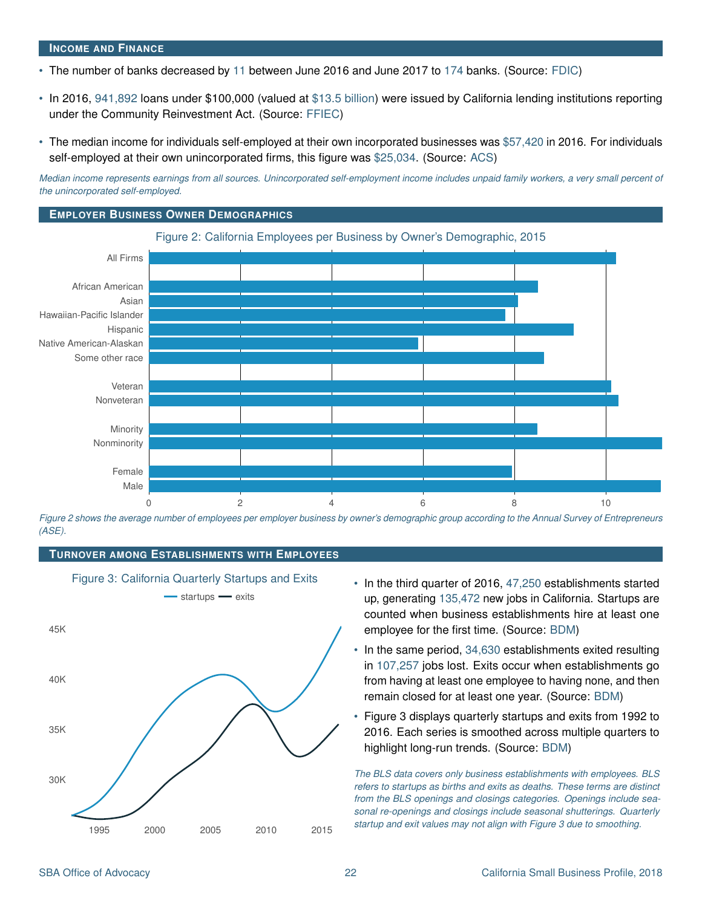## Income and Finance

- The number of banks decreased by 11 between June 2016 and June 2017 to 174 banks. (Source: FDIC)
- In 2016, 941,892 loans under $100,000 (valued at $13.5 billion) were issued by California lending institutions reporting under the Community Reinvestment Act. (Source: FFIEC)
- The median income for individuals self-employed at their own incorporated businesses was $57,420 in 2016. For individuals self-employed at their own unincorporated firms, this figure was $25,034. (Source: ACS)

*Median income represents earnings from all sources. Unincorporated self-employment income includes unpaid family workers, a very small percent of the unincorporated self-employed.*

## Employer Business Owner Demographics

Figure 2: California Employees per Business by Owner's Demographic, 2015

All Firms
African American
Asian
Hawaiian-Pacific Islander
Hispanic
Native American-Alaskan
Some other race
Veteran
Nonveteran
Minority
Nonminority
Female
Male

0 2 4 6 8 10

*Figure 2 shows the average number of employees per employer business by owner's demographic group according to the Annual Survey of Entrepreneurs (ASE).*

## Turnover among Establishments with Employees

Figure 3: California Quarterly Startups and Exits

startups exits

45K
40K
35K
30K

1995 2000 2005 2010 2015

- In the third quarter of 2016, 47,250 establishments started up, generating 135,472 new jobs in California. Startups are counted when business establishments hire at least one employee for the first time. (Source: BDM)
- In the same period, 34,630 establishments exited resulting in 107,257 jobs lost. Exits occur when establishments go from having at least one employee to having none, and then remain closed for at least one year. (Source: BDM)
- Figure 3 displays quarterly startups and exits from 1992 to 2016. Each series is smoothed across multiple quarters to highlight long-run trends. (Source: BDM)

*The BLS data covers only business establishments with employees. BLS refers to startups as births and exits as deaths. These terms are distinct from the BLS openings and closings categories. Openings include seasonal re-openings and closings include seasonal shutterings. Quarterly startup and exit values may not align with Figure 3 due to smoothing.*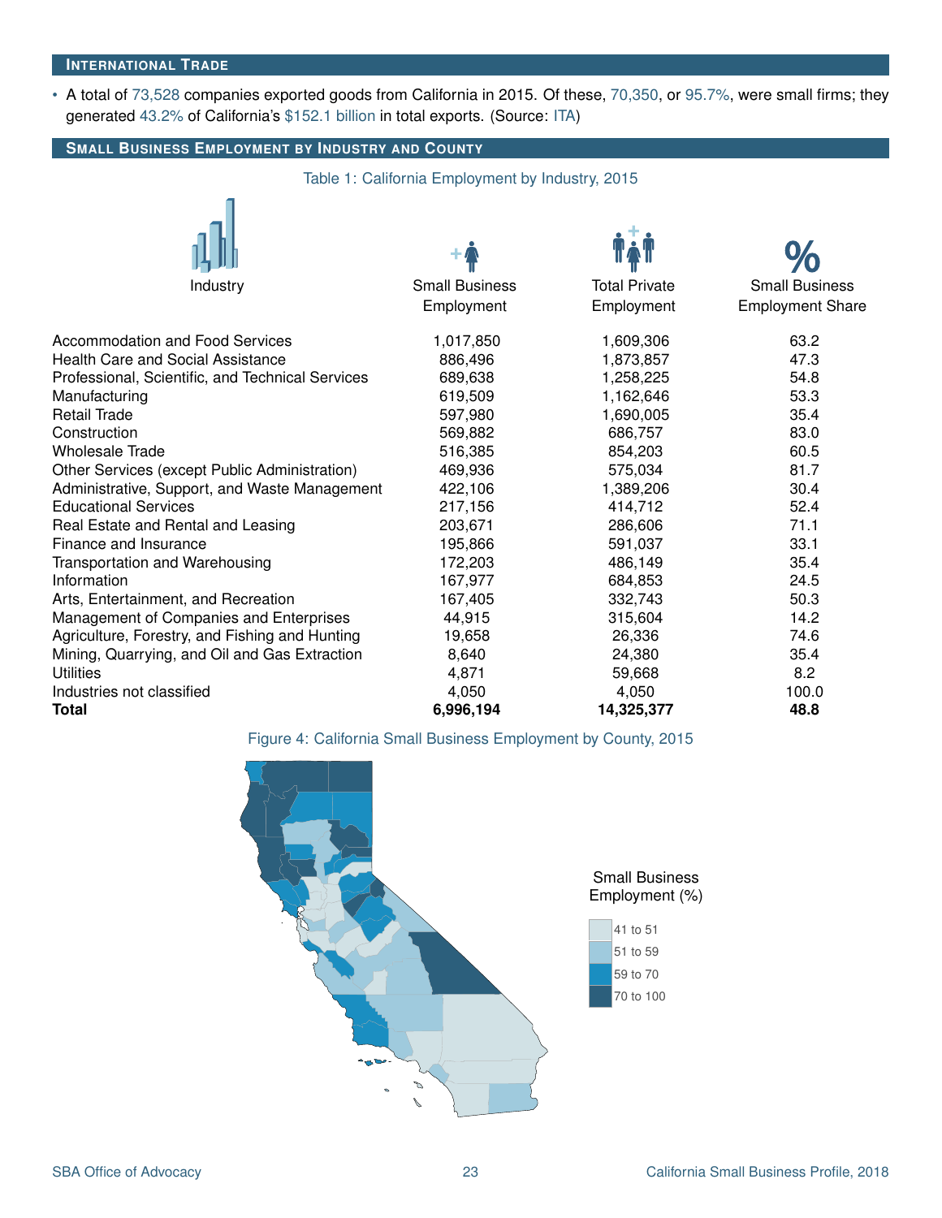## International Trade

- A total of 73,528 companies exported goods from California in 2015. Of these, 70,350, or 95.7%, were small firms; they generated 43.2% of California's $152.1 billion in total exports. (Source: ITA)

## Small Business Employment by Industry and County

Table 1: California Employment by Industry, 2015

| Industry | Small Business Employment | Total Private Employment | Small Business Employment Share |
|---|---|---|---|
| Accommodation and Food Services | 1,017,850 | 1,609,306 | 63.2 |
| Health Care and Social Assistance | 886,496 | 1,873,857 | 47.3 |
| Professional, Scientific, and Technical Services | 689,638 | 1,258,225 | 54.8 |
| Manufacturing | 619,509 | 1,162,646 | 53.3 |
| Retail Trade | 597,980 | 1,690,005 | 35.4 |
| Construction | 569,882 | 686,757 | 83.0 |
| Wholesale Trade | 516,385 | 854,203 | 60.5 |
| Other Services (except Public Administration) | 469,936 | 575,034 | 81.7 |
| Administrative, Support, and Waste Management | 422,106 | 1,389,206 | 30.4 |
| Educational Services | 217,156 | 414,712 | 52.4 |
| Real Estate and Rental and Leasing | 203,671 | 286,606 | 71.1 |
| Finance and Insurance | 195,866 | 591,037 | 33.1 |
| Transportation and Warehousing | 172,203 | 486,149 | 35.4 |
| Information | 167,977 | 684,853 | 24.5 |
| Arts, Entertainment, and Recreation | 167,405 | 332,743 | 50.3 |
| Management of Companies and Enterprises | 44,915 | 315,604 | 14.2 |
| Agriculture, Forestry, and Fishing and Hunting | 19,658 | 26,336 | 74.6 |
| Mining, Quarrying, and Oil and Gas Extraction | 8,640 | 24,380 | 35.4 |
| Utilities | 4,871 | 59,668 | 8.2 |
| Industries not classified | 4,050 | 4,050 | 100.0 |
| **Total** | **6,996,194** | **14,325,377** | **48.8** |

Figure 4: California Small Business Employment by County, 2015

Small Business Employment (%)
41 to 51
51 to 59
59 to 70
70 to 100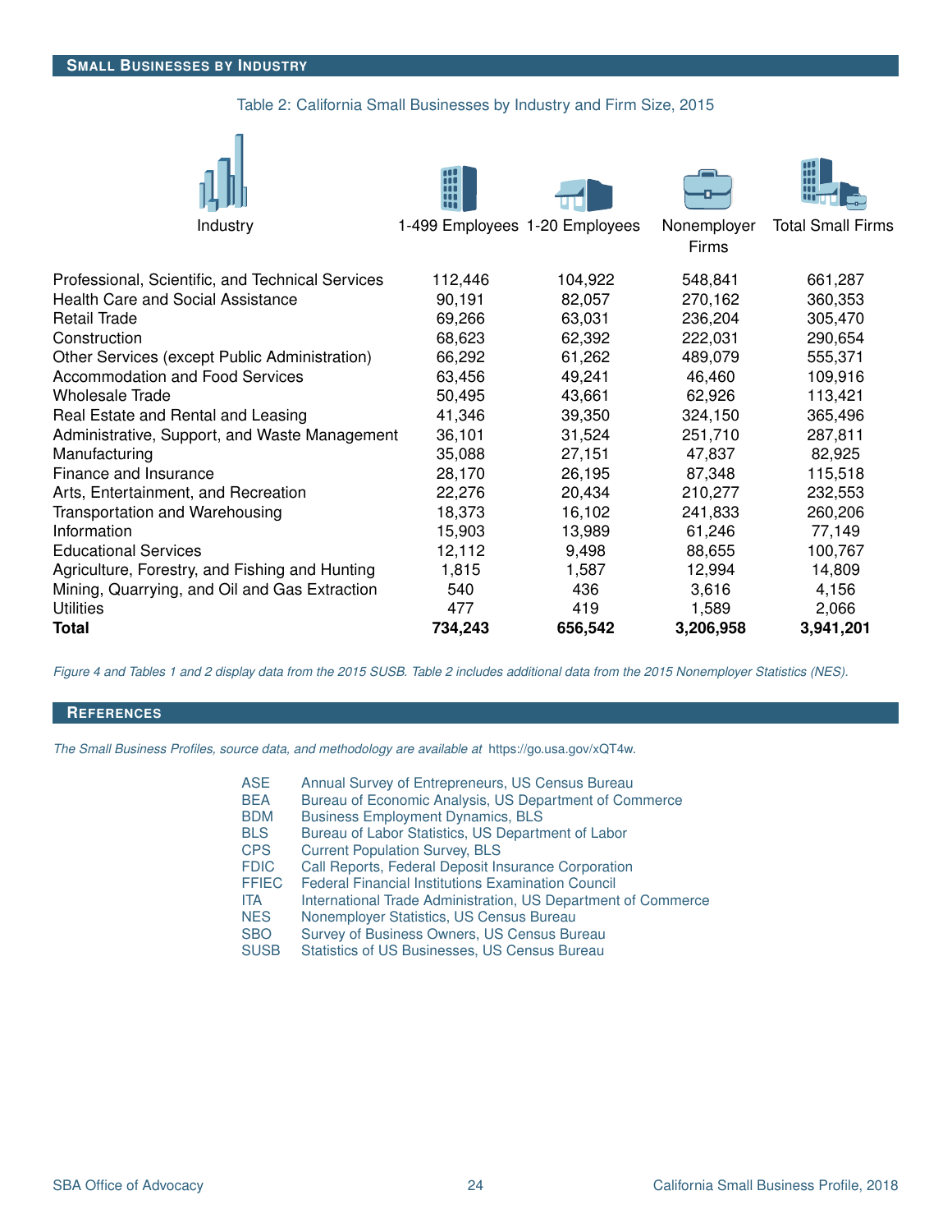## Small Businesses by Industry

Table 2: California Small Businesses by Industry and Firm Size, 2015

| Industry | 1-499 Employees | 1-20 Employees | Nonemployer Firms | Total Small Firms |
|---|---|---|---|---|
| Professional, Scientific, and Technical Services | 112,446 | 104,922 | 548,841 | 661,287 |
| Health Care and Social Assistance | 90,191 | 82,057 | 270,162 | 360,353 |
| Retail Trade | 69,266 | 63,031 | 236,204 | 305,470 |
| Construction | 68,623 | 62,392 | 222,031 | 290,654 |
| Other Services (except Public Administration) | 66,292 | 61,262 | 489,079 | 555,371 |
| Accommodation and Food Services | 63,456 | 49,241 | 46,460 | 109,916 |
| Wholesale Trade | 50,495 | 43,661 | 62,926 | 113,421 |
| Real Estate and Rental and Leasing | 41,346 | 39,350 | 324,150 | 365,496 |
| Administrative, Support, and Waste Management | 36,101 | 31,524 | 251,710 | 287,811 |
| Manufacturing | 35,088 | 27,151 | 47,837 | 82,925 |
| Finance and Insurance | 28,170 | 26,195 | 87,348 | 115,518 |
| Arts, Entertainment, and Recreation | 22,276 | 20,434 | 210,277 | 232,553 |
| Transportation and Warehousing | 18,373 | 16,102 | 241,833 | 260,206 |
| Information | 15,903 | 13,989 | 61,246 | 77,149 |
| Educational Services | 12,112 | 9,498 | 88,655 | 100,767 |
| Agriculture, Forestry, and Fishing and Hunting | 1,815 | 1,587 | 12,994 | 14,809 |
| Mining, Quarrying, and Oil and Gas Extraction | 540 | 436 | 3,616 | 4,156 |
| Utilities | 477 | 419 | 1,589 | 2,066 |
| **Total** | **734,243** | **656,542** | **3,206,958** | **3,941,201** |

*Figure 4 and Tables 1 and 2 display data from the 2015 SUSB. Table 2 includes additional data from the 2015 Nonemployer Statistics (NES).*

## References

*The Small Business Profiles, source data, and methodology are available at* https://go.usa.gov/xQT4w.

| | |
|---|---|
| ASE | Annual Survey of Entrepreneurs, US Census Bureau |
| BEA | Bureau of Economic Analysis, US Department of Commerce |
| BDM | Business Employment Dynamics, BLS |
| BLS | Bureau of Labor Statistics, US Department of Labor |
| CPS | Current Population Survey, BLS |
| FDIC | Call Reports, Federal Deposit Insurance Corporation |
| FFIEC | Federal Financial Institutions Examination Council |
| ITA | International Trade Administration, US Department of Commerce |
| NES | Nonemployer Statistics, US Census Bureau |
| SBO | Survey of Business Owners, US Census Bureau |
| SUSB | Statistics of US Businesses, US Census Bureau |